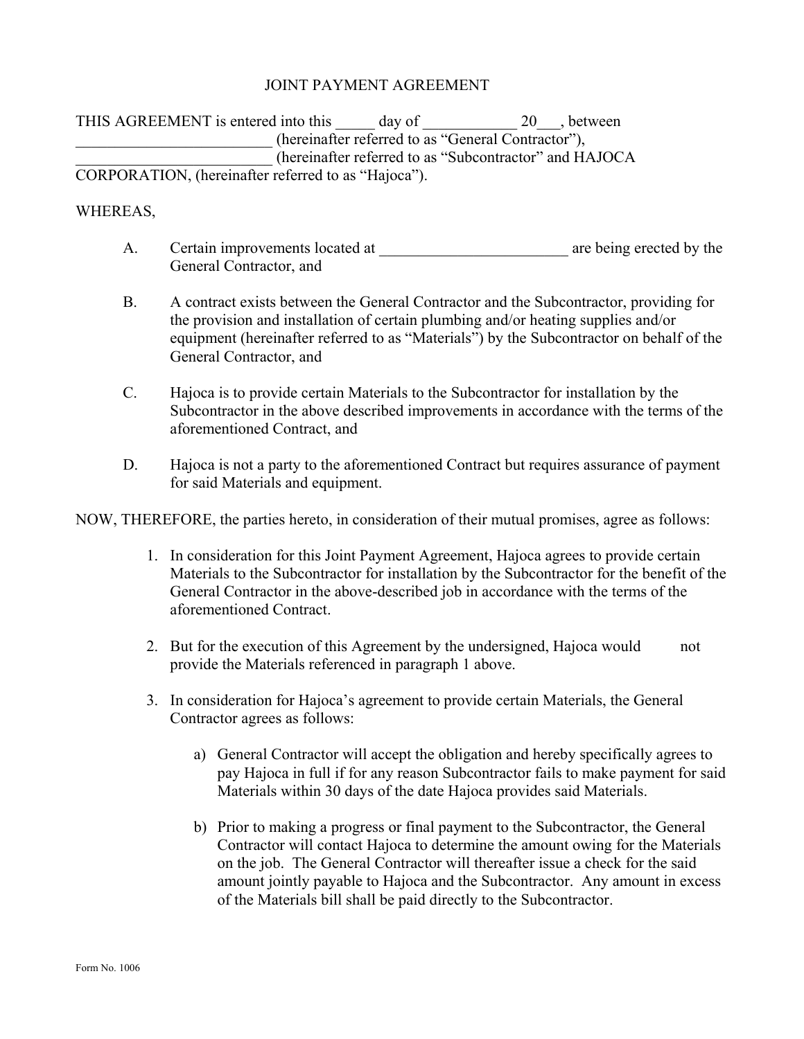# JOINT PAYMENT AGREEMENT

THIS AGREEMENT is entered into this _____ day of ____________ 20___, between _________________________ (hereinafter referred to as "General Contractor"), _________________________ (hereinafter referred to as "Subcontractor" and HAJOCA CORPORATION, (hereinafter referred to as "Hajoca").

WHEREAS,

A. Certain improvements located at _________________________ are being erected by the General Contractor, and

B. A contract exists between the General Contractor and the Subcontractor, providing for the provision and installation of certain plumbing and/or heating supplies and/or equipment (hereinafter referred to as "Materials") by the Subcontractor on behalf of the General Contractor, and

C. Hajoca is to provide certain Materials to the Subcontractor for installation by the Subcontractor in the above described improvements in accordance with the terms of the aforementioned Contract, and

D. Hajoca is not a party to the aforementioned Contract but requires assurance of payment for said Materials and equipment.

NOW, THEREFORE, the parties hereto, in consideration of their mutual promises, agree as follows:

1. In consideration for this Joint Payment Agreement, Hajoca agrees to provide certain Materials to the Subcontractor for installation by the Subcontractor for the benefit of the General Contractor in the above-described job in accordance with the terms of the aforementioned Contract.

2. But for the execution of this Agreement by the undersigned, Hajoca would not provide the Materials referenced in paragraph 1 above.

3. In consideration for Hajoca's agreement to provide certain Materials, the General Contractor agrees as follows:

   a) General Contractor will accept the obligation and hereby specifically agrees to pay Hajoca in full if for any reason Subcontractor fails to make payment for said Materials within 30 days of the date Hajoca provides said Materials.

   b) Prior to making a progress or final payment to the Subcontractor, the General Contractor will contact Hajoca to determine the amount owing for the Materials on the job. The General Contractor will thereafter issue a check for the said amount jointly payable to Hajoca and the Subcontractor. Any amount in excess of the Materials bill shall be paid directly to the Subcontractor.

Form No. 1006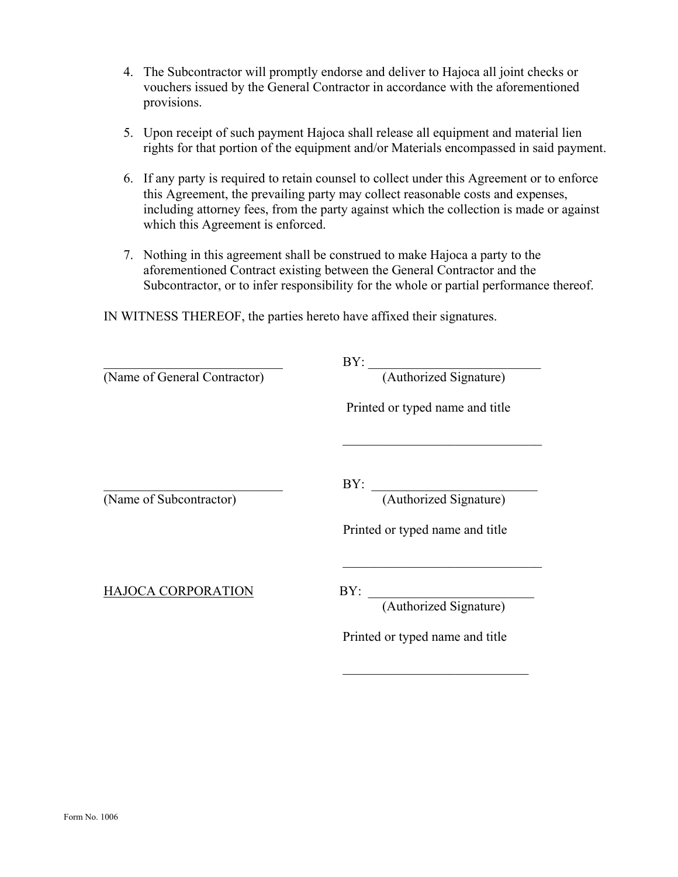4. The Subcontractor will promptly endorse and deliver to Hajoca all joint checks or vouchers issued by the General Contractor in accordance with the aforementioned provisions.

5. Upon receipt of such payment Hajoca shall release all equipment and material lien rights for that portion of the equipment and/or Materials encompassed in said payment.

6. If any party is required to retain counsel to collect under this Agreement or to enforce this Agreement, the prevailing party may collect reasonable costs and expenses, including attorney fees, from the party against which the collection is made or against which this Agreement is enforced.

7. Nothing in this agreement shall be construed to make Hajoca a party to the aforementioned Contract existing between the General Contractor and the Subcontractor, or to infer responsibility for the whole or partial performance thereof.

IN WITNESS THEREOF, the parties hereto have affixed their signatures.

___________________________ BY: ___________________________
(Name of General Contractor) (Authorized Signature)

Printed or typed name and title

______________________________

___________________________ BY: ___________________________
(Name of Subcontractor) (Authorized Signature)

Printed or typed name and title

______________________________

HAJOCA CORPORATION BY: ___________________________
(Authorized Signature)

Printed or typed name and title

______________________________

Form No. 1006